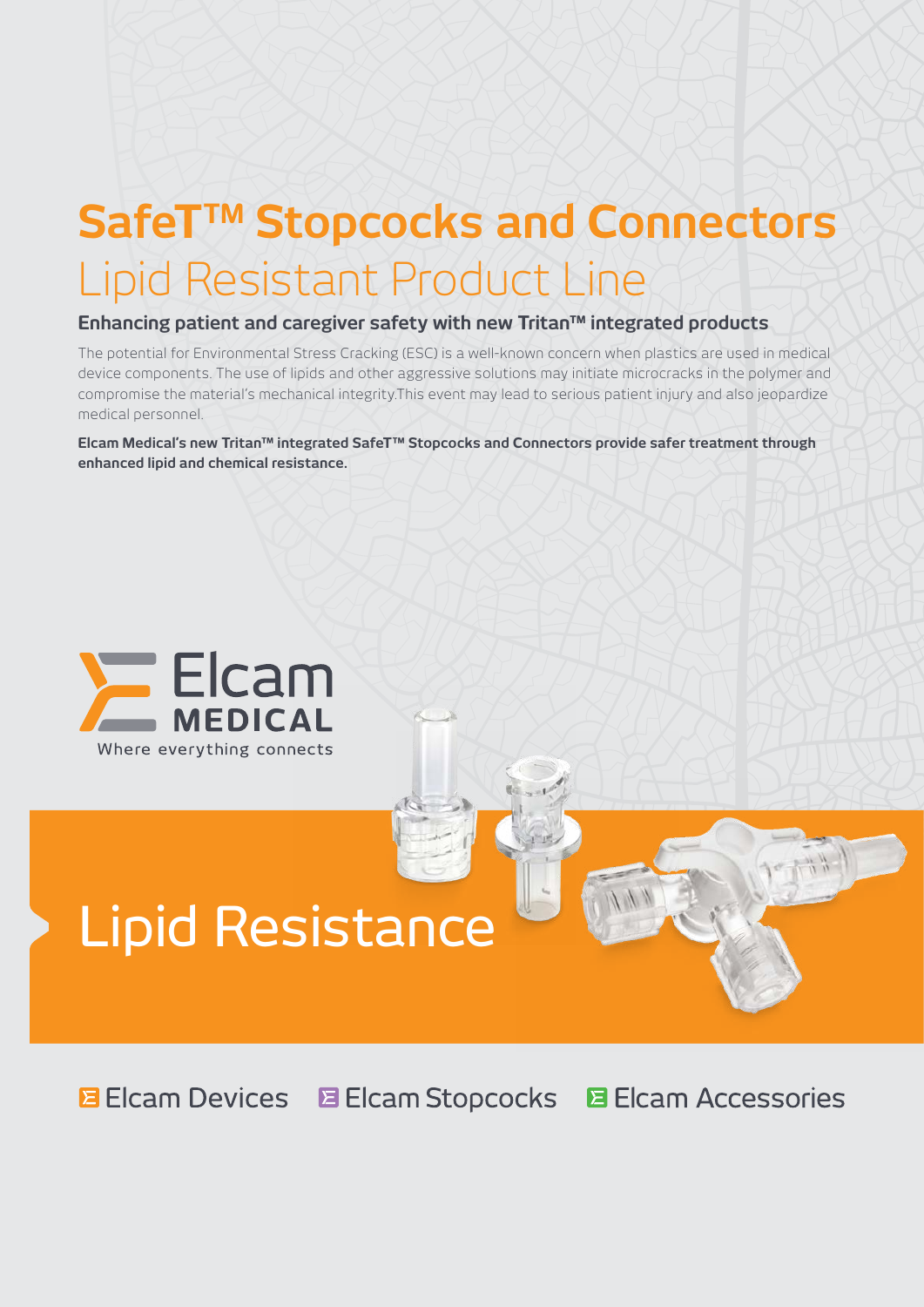# SafeT™ Stopcocks and Connectors

## Lipid Resistant Product Line

### Enhancing patient and caregiver safety with new Tritan™ integrated products

The potential for Environmental Stress Cracking (ESC) is a well-known concern when plastics are used in medical device components. The use of lipids and other aggressive solutions may initiate microcracks in the polymer and compromise the material's mechanical integrity.This event may lead to serious patient injury and also jeopardize medical personnel.

**Elcam Medical's new Tritan™ integrated SafeT™ Stopcocks and Connectors provide safer treatment through enhanced lipid and chemical resistance.**

Elcam MEDICAL

Where everything connects

# Lipid Resistance

Elcam Devices    Elcam Stopcocks    Elcam Accessories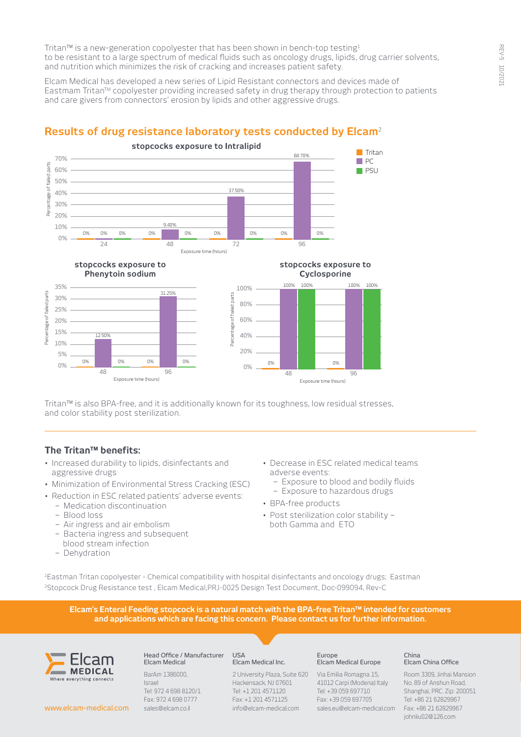Tritan™ is a new-generation copolyester that has been shown in bench-top testing[1] to be resistant to a large spectrum of medical fluids such as oncology drugs, lipids, drug carrier solvents, and nutrition which minimizes the risk of cracking and increases patient safety.

Elcam Medical has developed a new series of Lipid Resistant connectors and devices made of Eastmam Tritan™ copolyester providing increased safety in drug therapy through protection to patients and care givers from connectors' erosion by lipids and other aggressive drugs.

## Results of drug resistance laboratory tests conducted by Elcam[2]

**stopcocks exposure to Intralipid**

Tritan
PC
PSU

Percentage of failed parts
70%
60%
50%
40%
30%
20%
10%
0%

0% 0% 0%
0% 9.40% 0%
0% 37.50% 0%
0% 68.70% 0%

24 48 72 96

Exposure time (hours)

**stopcocks exposure to Phenytoin sodium**

Percentage of failed parts
35%
30%
25%
20%
15%
10%
5%
0%

0% 12.50% 0%
0% 31.25% 0%

48 96

Exposure time (hours)

**stopcocks exposure to Cyclosporine**

Percentage of failed parts
100%
80%
60%
40%
20%
0%

0% 100% 100%
0% 100% 100%

48 96

Exposure time (hours)

Tritan™ is also BPA-free, and it is additionally known for its toughness, low residual stresses, and color stability post sterilization.

### The Tritan™ benefits:

- Increased durability to lipids, disinfectants and aggressive drugs
- Minimization of Environmental Stress Cracking (ESC)
- Reduction in ESC related patients' adverse events:
  - Medication discontinuation
  - Blood loss
  - Air ingress and air embolism
  - Bacteria ingress and subsequent blood stream infection
  - Dehydration
- Decrease in ESC related medical teams adverse events:
  - Exposure to blood and bodily fluids
  - Exposure to hazardous drugs
- BPA-free products
- Post sterilization color stability – both Gamma and ETO

[1]Eastman Tritan copolyester - Chemical compatibility with hospital disinfectants and oncology drugs; Eastman
[2]Stopcock Drug Resistance test , Elcam Medical,PRJ-0025 Design Test Document, Doc-099094, Rev-C

**Elcam's Enteral Feeding stopcock is a natural match with the BPA-free Tritan™ intended for customers and applications which are facing this concern. Please contact us for further information.**

Elcam MEDICAL
Where everything connects

www.elcam-medical.com

**Head Office / Manufacturer**
Elcam Medical
BarAm 1386000, Israel
Tel: 972 4 698 8120/1
Fax: 972 4 698 0777
sales@elcam.co.il

**USA**
Elcam Medical Inc.
2 University Plaza, Suite 620
Hackensack, NJ 07601
Tel: +1 201 4571120
Fax: +1 201 4571125
info@elcam-medical.com

**Europe**
Elcam Medical Europe
Via Emilia Romagna 15,
41012 Carpi (Modena) Italy
Tel: +39 059 697710
Fax: +39 059 697705
sales.eu@elcam-medical.com

**China**
Elcam China Office
Room 3309, Jinhai Mansion
No. 89 of Anshun Road,
Shanghai, PRC. Zip: 200051
Tel: +86 21 62829967
Fax: +86 21 62829967
johnliu02@126.com